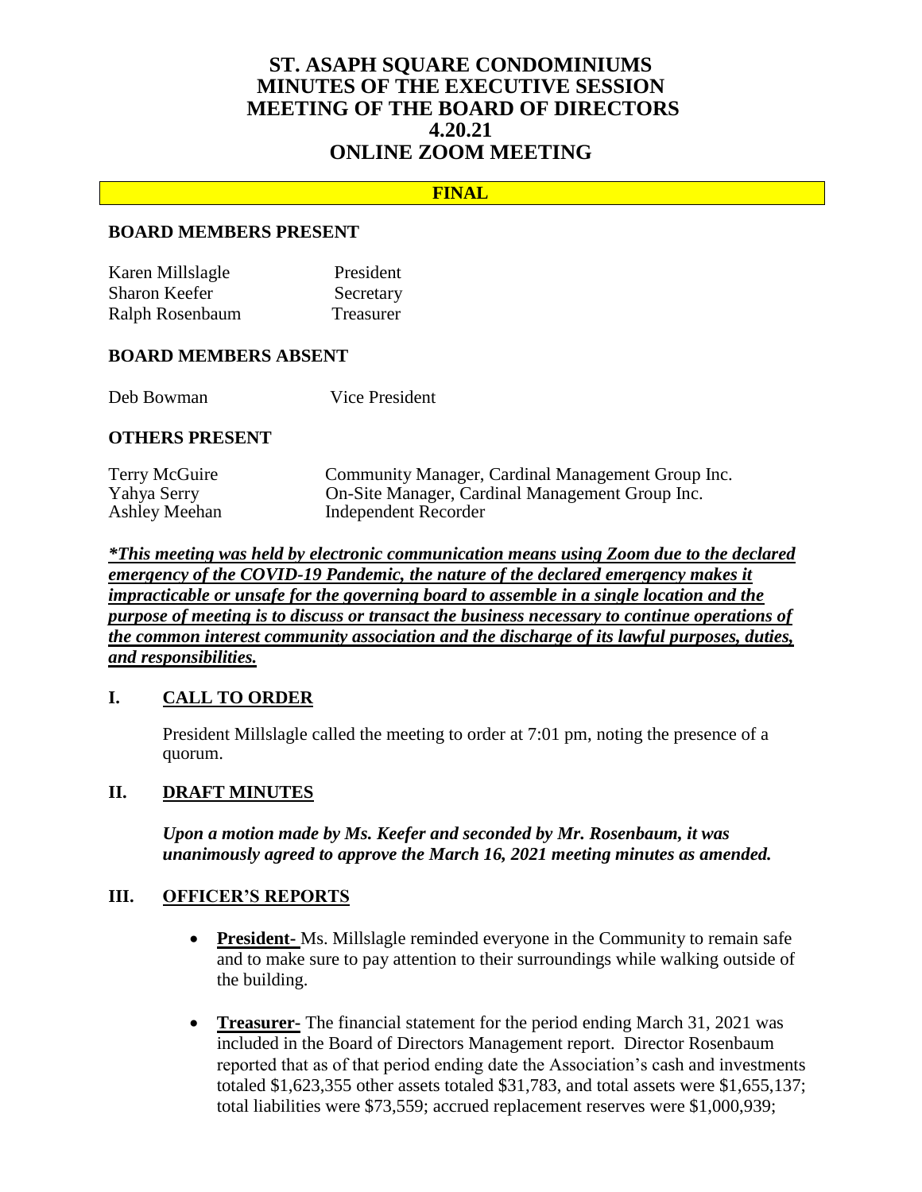# ST. ASAPH SQUARE CONDOMINIUMS
# MINUTES OF THE EXECUTIVE SESSION MEETING OF THE BOARD OF DIRECTORS
# 4.20.21
# ONLINE ZOOM MEETING

**FINAL**

## BOARD MEMBERS PRESENT

| | |
|---|---|
| Karen Millslagle | President |
| Sharon Keefer | Secretary |
| Ralph Rosenbaum | Treasurer |

## BOARD MEMBERS ABSENT

| | |
|---|---|
| Deb Bowman | Vice President |

## OTHERS PRESENT

| | |
|---|---|
| Terry McGuire | Community Manager, Cardinal Management Group Inc. |
| Yahya Serry | On-Site Manager, Cardinal Management Group Inc. |
| Ashley Meehan | Independent Recorder |

***\*This meeting was held by electronic communication means using Zoom due to the declared emergency of the COVID-19 Pandemic, the nature of the declared emergency makes it impracticable or unsafe for the governing board to assemble in a single location and the purpose of meeting is to discuss or transact the business necessary to continue operations of the common interest community association and the discharge of its lawful purposes, duties, and responsibilities.***

## I. CALL TO ORDER

President Millslagle called the meeting to order at 7:01 pm, noting the presence of a quorum.

## II. DRAFT MINUTES

***Upon a motion made by Ms. Keefer and seconded by Mr. Rosenbaum, it was unanimously agreed to approve the March 16, 2021 meeting minutes as amended.***

## III. OFFICER'S REPORTS

- **President-** Ms. Millslagle reminded everyone in the Community to remain safe and to make sure to pay attention to their surroundings while walking outside of the building.

- **Treasurer-** The financial statement for the period ending March 31, 2021 was included in the Board of Directors Management report. Director Rosenbaum reported that as of that period ending date the Association's cash and investments totaled $1,623,355 other assets totaled $31,783, and total assets were $1,655,137; total liabilities were $73,559; accrued replacement reserves were $1,000,939;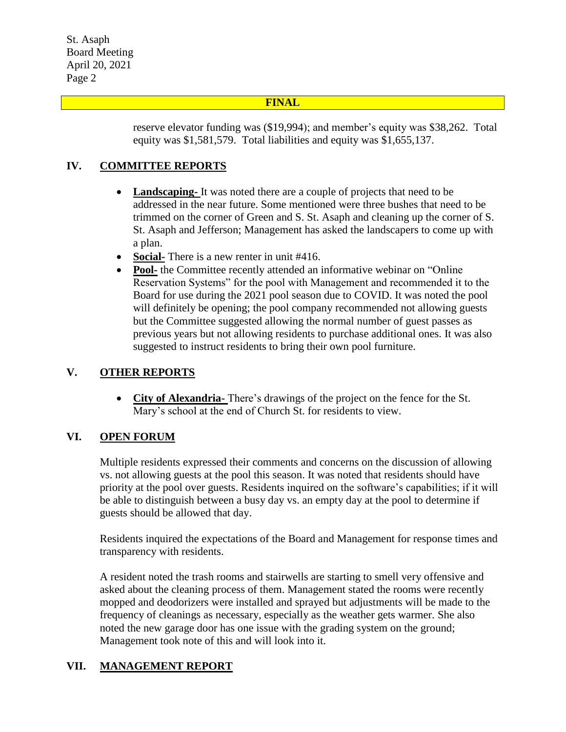**FINAL**

reserve elevator funding was ($19,994); and member's equity was $38,262. Total equity was $1,581,579. Total liabilities and equity was $1,655,137.

## IV. COMMITTEE REPORTS

- **Landscaping-** It was noted there are a couple of projects that need to be addressed in the near future. Some mentioned were three bushes that need to be trimmed on the corner of Green and S. St. Asaph and cleaning up the corner of S. St. Asaph and Jefferson; Management has asked the landscapers to come up with a plan.
- **Social-** There is a new renter in unit #416.
- **Pool-** the Committee recently attended an informative webinar on "Online Reservation Systems" for the pool with Management and recommended it to the Board for use during the 2021 pool season due to COVID. It was noted the pool will definitely be opening; the pool company recommended not allowing guests but the Committee suggested allowing the normal number of guest passes as previous years but not allowing residents to purchase additional ones. It was also suggested to instruct residents to bring their own pool furniture.

## V. OTHER REPORTS

- **City of Alexandria-** There's drawings of the project on the fence for the St. Mary's school at the end of Church St. for residents to view.

## VI. OPEN FORUM

Multiple residents expressed their comments and concerns on the discussion of allowing vs. not allowing guests at the pool this season. It was noted that residents should have priority at the pool over guests. Residents inquired on the software's capabilities; if it will be able to distinguish between a busy day vs. an empty day at the pool to determine if guests should be allowed that day.

Residents inquired the expectations of the Board and Management for response times and transparency with residents.

A resident noted the trash rooms and stairwells are starting to smell very offensive and asked about the cleaning process of them. Management stated the rooms were recently mopped and deodorizers were installed and sprayed but adjustments will be made to the frequency of cleanings as necessary, especially as the weather gets warmer. She also noted the new garage door has one issue with the grading system on the ground; Management took note of this and will look into it.

## VII. MANAGEMENT REPORT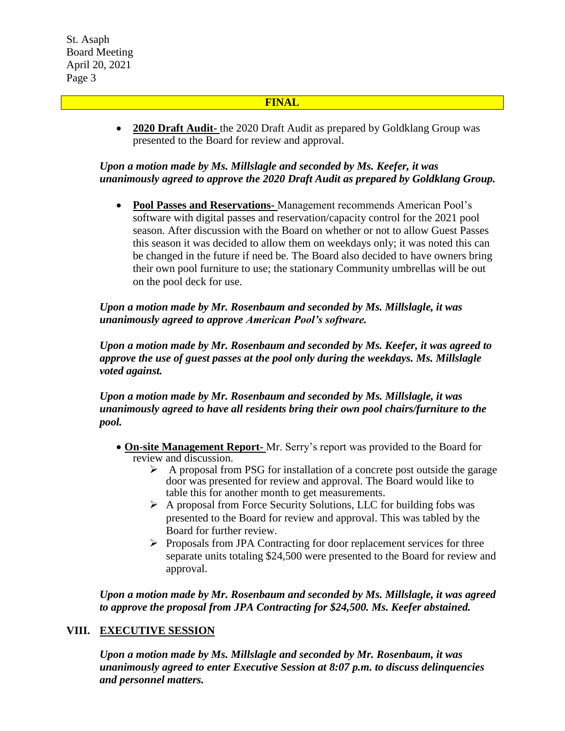**FINAL**

- **2020 Draft Audit-** the 2020 Draft Audit as prepared by Goldklang Group was presented to the Board for review and approval.

***Upon a motion made by Ms. Millslagle and seconded by Ms. Keefer, it was unanimously agreed to approve the 2020 Draft Audit as prepared by Goldklang Group.***

- **Pool Passes and Reservations-** Management recommends American Pool's software with digital passes and reservation/capacity control for the 2021 pool season. After discussion with the Board on whether or not to allow Guest Passes this season it was decided to allow them on weekdays only; it was noted this can be changed in the future if need be. The Board also decided to have owners bring their own pool furniture to use; the stationary Community umbrellas will be out on the pool deck for use.

***Upon a motion made by Mr. Rosenbaum and seconded by Ms. Millslagle, it was unanimously agreed to approve American Pool's software.***

***Upon a motion made by Mr. Rosenbaum and seconded by Ms. Keefer, it was agreed to approve the use of guest passes at the pool only during the weekdays. Ms. Millslagle voted against.***

***Upon a motion made by Mr. Rosenbaum and seconded by Ms. Millslagle, it was unanimously agreed to have all residents bring their own pool chairs/furniture to the pool.***

- **On-site Management Report-** Mr. Serry's report was provided to the Board for review and discussion.
  - A proposal from PSG for installation of a concrete post outside the garage door was presented for review and approval. The Board would like to table this for another month to get measurements.
  - A proposal from Force Security Solutions, LLC for building fobs was presented to the Board for review and approval. This was tabled by the Board for further review.
  - Proposals from JPA Contracting for door replacement services for three separate units totaling $24,500 were presented to the Board for review and approval.

***Upon a motion made by Mr. Rosenbaum and seconded by Ms. Millslagle, it was agreed to approve the proposal from JPA Contracting for $24,500. Ms. Keefer abstained.***

## VIII. EXECUTIVE SESSION

***Upon a motion made by Ms. Millslagle and seconded by Mr. Rosenbaum, it was unanimously agreed to enter Executive Session at 8:07 p.m. to discuss delinquencies and personnel matters.***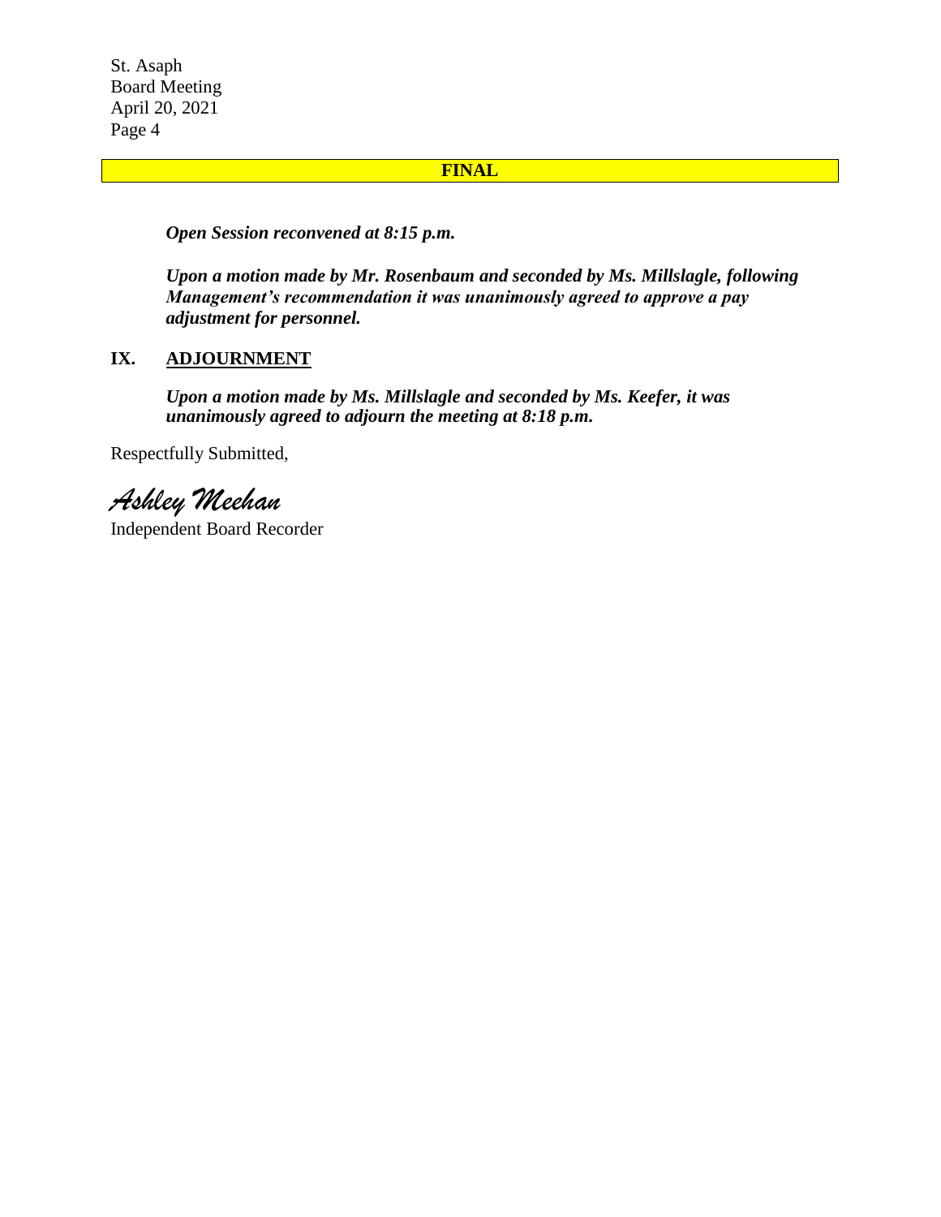**FINAL**

***Open Session reconvened at 8:15 p.m.***

***Upon a motion made by Mr. Rosenbaum and seconded by Ms. Millslagle, following Management's recommendation it was unanimously agreed to approve a pay adjustment for personnel.***

## IX. ADJOURNMENT

***Upon a motion made by Ms. Millslagle and seconded by Ms. Keefer, it was unanimously agreed to adjourn the meeting at 8:18 p.m.***

Respectfully Submitted,

*Ashley Meehan*

Independent Board Recorder